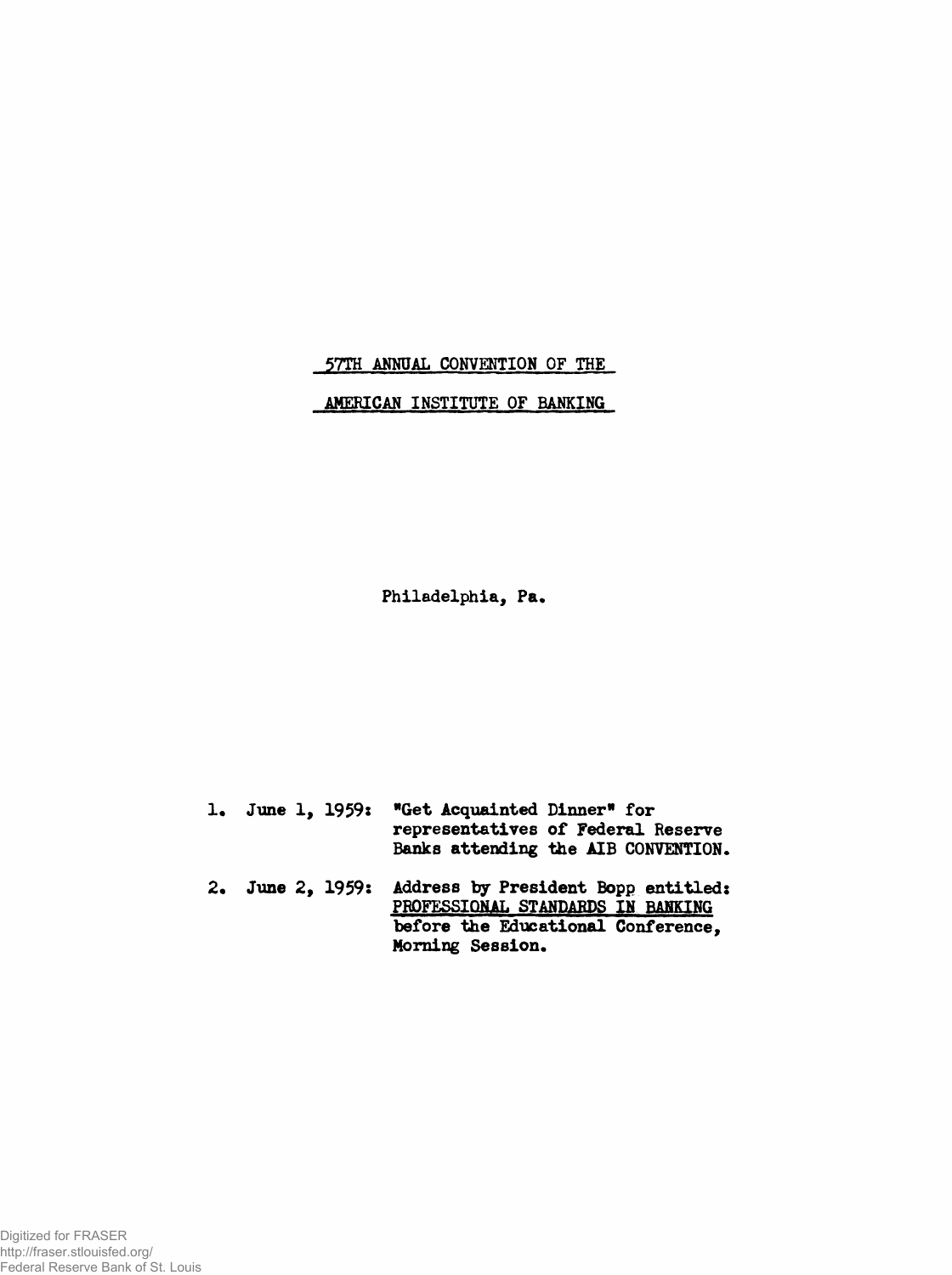# 57TH ANNUAL CONVENTION OF THE AMERICAN INSTITUTE OF BANKING

Philadelphia, Pa.

1. June 1, 1959: "Get Acquainted Dinner" for representatives of Federal Reserve Banks attending the AIB CONVENTION.

2. June 2, 1959: Address by President Bopp entitled: PROFESSIONAL STANDARDS IN BANKING before the Educational Conference, Morning Session.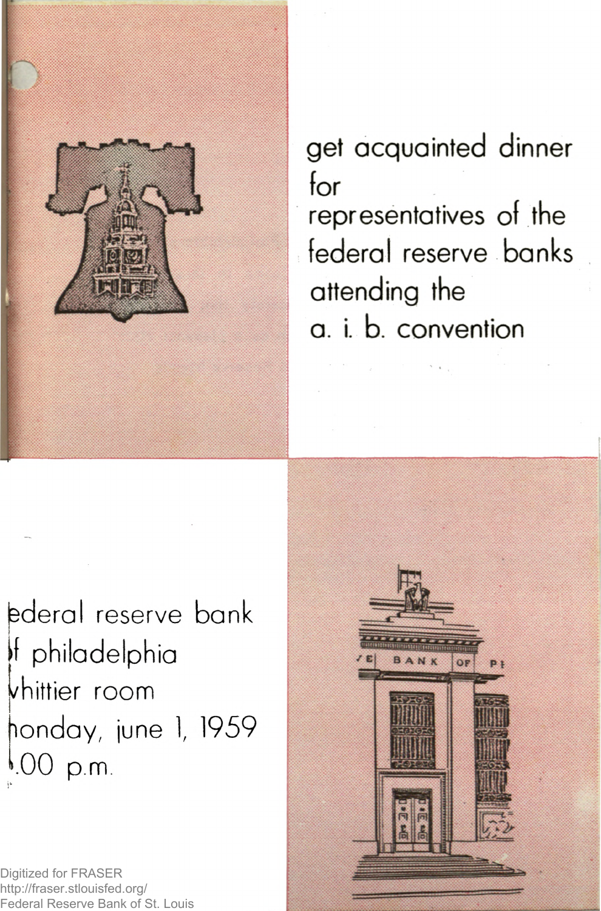get acquainted dinner
for
representatives of the
federal reserve banks
attending the
a. i. b. convention

ederal reserve bank
f philadelphia
vhittier room
nonday, june 1, 1959
.00 p.m.

Digitized for FRASER
http://fraser.stlouisfed.org/
Federal Reserve Bank of St. Louis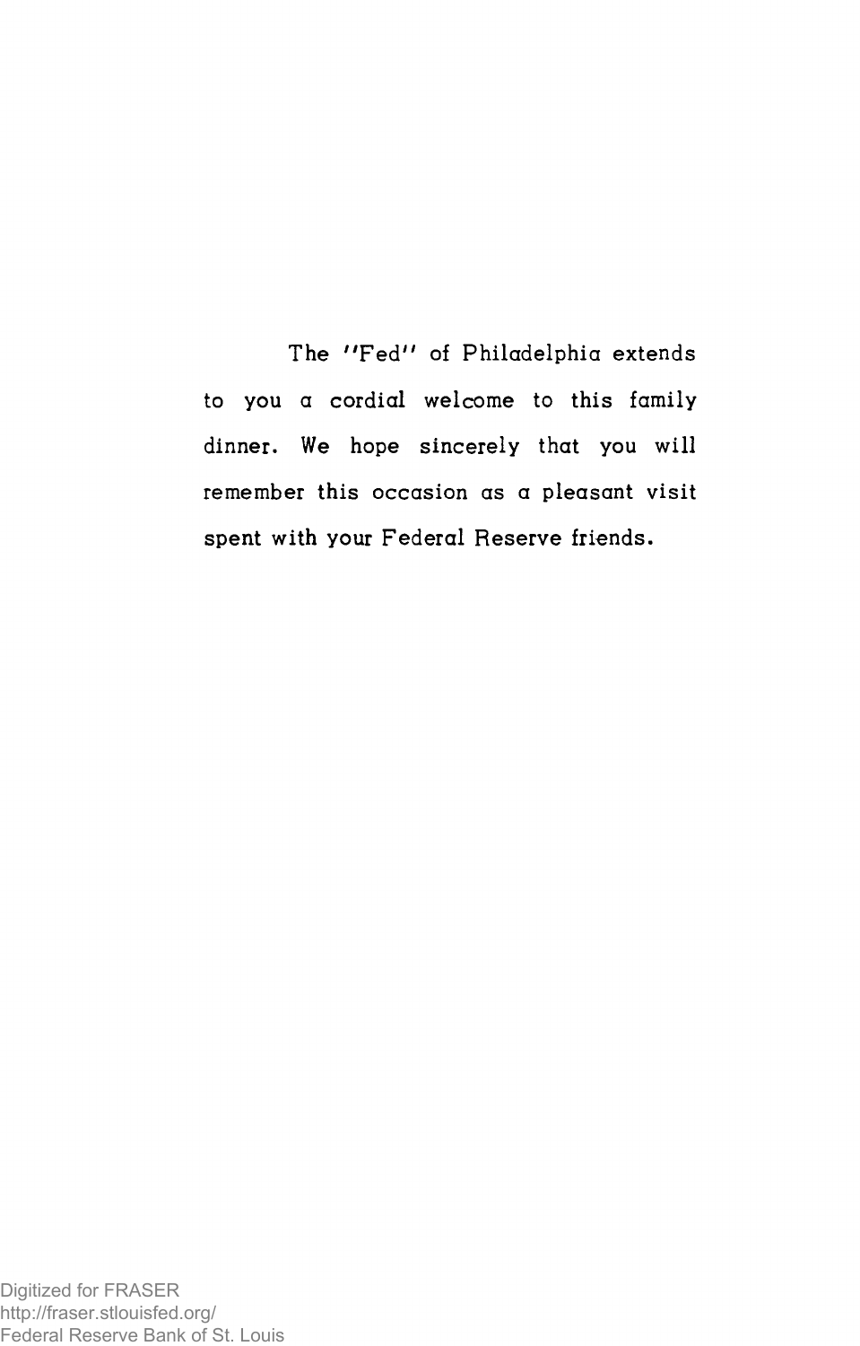The "Fed" of Philadelphia extends to you a cordial welcome to this family dinner. We hope sincerely that you will remember this occasion as a pleasant visit spent with your Federal Reserve friends.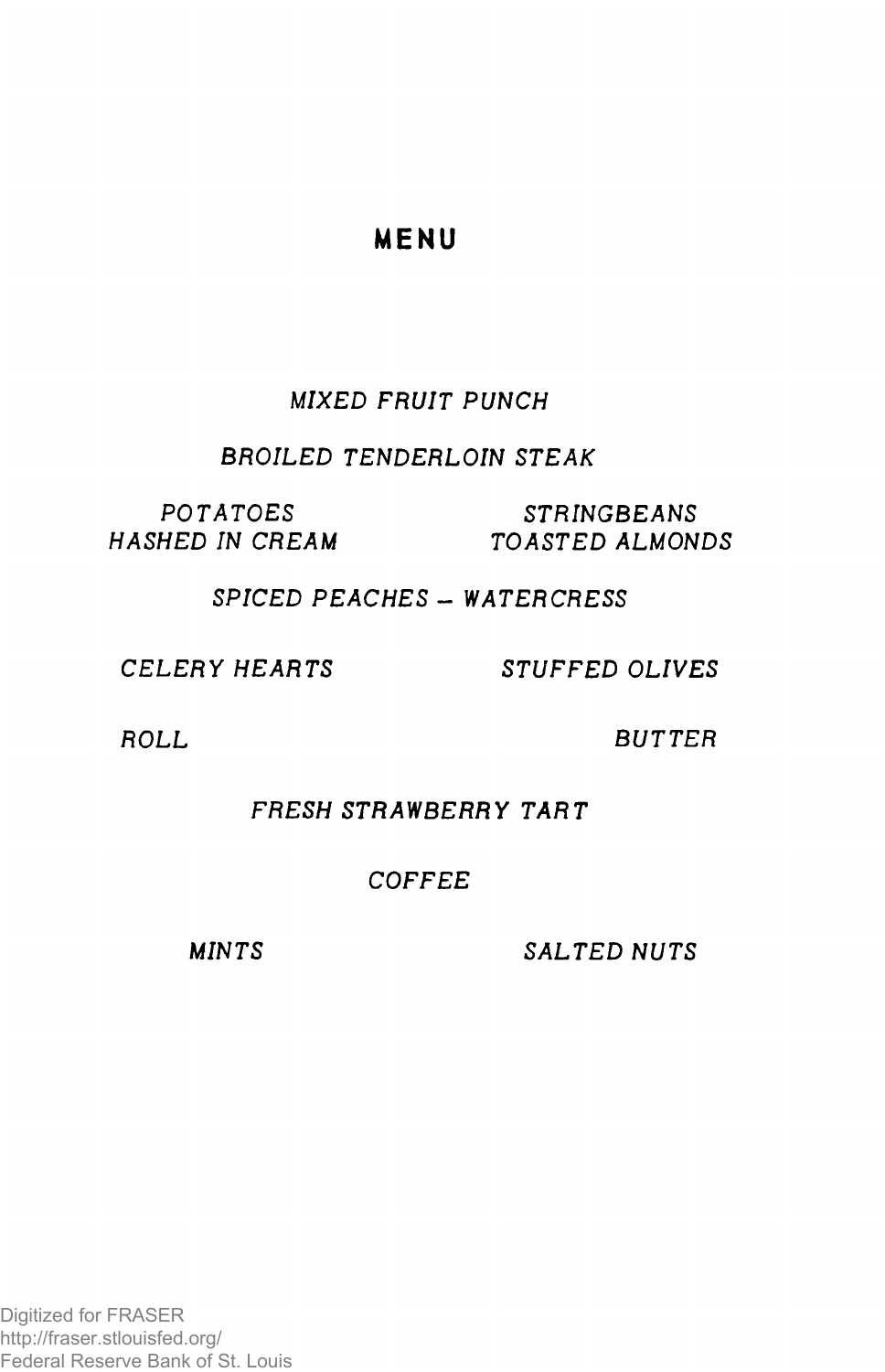# MENU

*MIXED FRUIT PUNCH*

*BROILED TENDERLOIN STEAK*

*POTATOES HASHED IN CREAM*

*STRINGBEANS TOASTED ALMONDS*

*SPICED PEACHES – WATERCRESS*

*CELERY HEARTS*

*STUFFED OLIVES*

*ROLL*

*BUTTER*

*FRESH STRAWBERRY TART*

*COFFEE*

*MINTS*

*SALTED NUTS*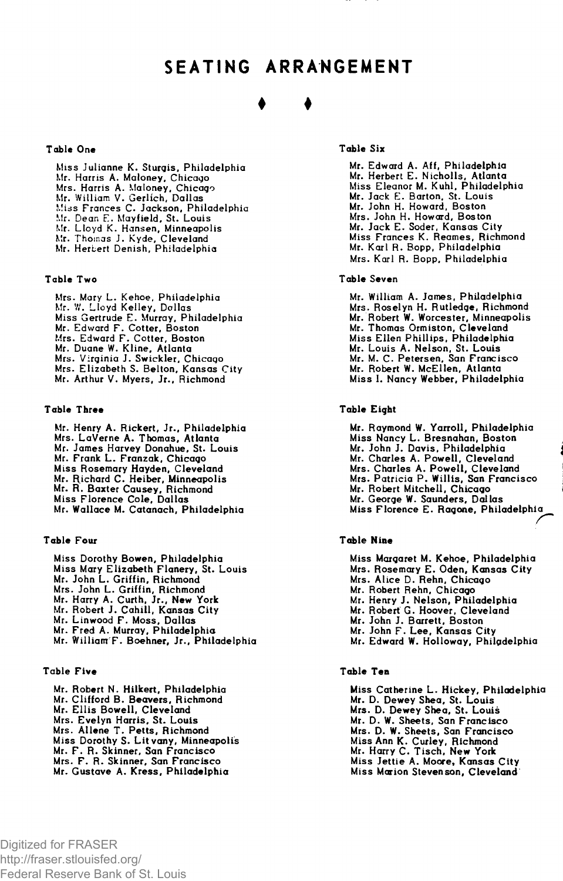# SEATING ARRANGEMENT

♦ ♦

### Table One

Miss Julianne K. Sturgis, Philadelphia
Mr. Harris A. Maloney, Chicago
Mrs. Harris A. Maloney, Chicago
Mr. William V. Gerlich, Dallas
Miss Frances C. Jackson, Philadelphia
Mr. Dean E. Mayfield, St. Louis
Mr. Lloyd K. Hansen, Minneapolis
Mr. Thomas J. Kyde, Cleveland
Mr. Herbert Denish, Philadelphia

### Table Two

Mrs. Mary L. Kehoe, Philadelphia
Mr. W. Lloyd Kelley, Dallas
Miss Gertrude E. Murray, Philadelphia
Mr. Edward F. Cotter, Boston
Mrs. Edward F. Cotter, Boston
Mr. Duane W. Kline, Atlanta
Mrs. Virginia J. Swickler, Chicago
Mrs. Elizabeth S. Belton, Kansas City
Mr. Arthur V. Myers, Jr., Richmond

### Table Three

Mr. Henry A. Rickert, Jr., Philadelphia
Mrs. LaVerne A. Thomas, Atlanta
Mr. James Harvey Donahue, St. Louis
Mr. Frank L. Franzak, Chicago
Miss Rosemary Hayden, Cleveland
Mr. Richard C. Heiber, Minneapolis
Mr. R. Baxter Causey, Richmond
Miss Florence Cole, Dallas
Mr. Wallace M. Catanach, Philadelphia

### Table Four

Miss Dorothy Bowen, Philadelphia
Miss Mary Elizabeth Flanery, St. Louis
Mr. John L. Griffin, Richmond
Mrs. John L. Griffin, Richmond
Mr. Harry A. Curth, Jr., New York
Mr. Robert J. Cahill, Kansas City
Mr. Linwood F. Moss, Dallas
Mr. Fred A. Murray, Philadelphia
Mr. William F. Boehner, Jr., Philadelphia

### Table Five

Mr. Robert N. Hilkert, Philadelphia
Mr. Clifford B. Beavers, Richmond
Mr. Ellis Bowell, Cleveland
Mrs. Evelyn Harris, St. Louis
Mrs. Allene T. Petts, Richmond
Miss Dorothy S. Litvany, Minneapolis
Mr. F. R. Skinner, San Francisco
Mrs. F. R. Skinner, San Francisco
Mr. Gustave A. Kress, Philadelphia

### Table Six

Mr. Edward A. Aff, Philadelphia
Mr. Herbert E. Nicholls, Atlanta
Miss Eleanor M. Kuhl, Philadelphia
Mr. Jack E. Barton, St. Louis
Mr. John H. Howard, Boston
Mrs. John H. Howard, Boston
Mr. Jack E. Soder, Kansas City
Miss Frances K. Reames, Richmond
Mr. Karl R. Bopp, Philadelphia
Mrs. Karl R. Bopp, Philadelphia

### Table Seven

Mr. William A. James, Philadelphia
Mrs. Roselyn H. Rutledge, Richmond
Mr. Robert W. Worcester, Minneapolis
Mr. Thomas Ormiston, Cleveland
Miss Ellen Phillips, Philadelphia
Mr. Louis A. Nelson, St. Louis
Mr. M. C. Petersen, San Francisco
Mr. Robert W. McEllen, Atlanta
Miss I. Nancy Webber, Philadelphia

### Table Eight

Mr. Raymond W. Yarroll, Philadelphia
Miss Nancy L. Bresnahan, Boston
Mr. John J. Davis, Philadelphia
Mr. Charles A. Powell, Cleveland
Mrs. Charles A. Powell, Cleveland
Mrs. Patricia P. Willis, San Francisco
Mr. Robert Mitchell, Chicago
Mr. George W. Saunders, Dallas
Miss Florence E. Ragone, Philadelphia

### Table Nine

Miss Margaret M. Kehoe, Philadelphia
Mrs. Rosemary E. Oden, Kansas City
Mrs. Alice D. Rehn, Chicago
Mr. Robert Rehn, Chicago
Mr. Henry J. Nelson, Philadelphia
Mr. Robert G. Hoover, Cleveland
Mr. John J. Barrett, Boston
Mr. John F. Lee, Kansas City
Mr. Edward W. Holloway, Philadelphia

### Table Ten

Miss Catherine L. Hickey, Philadelphia
Mr. D. Dewey Shea, St. Louis
Mrs. D. Dewey Shea, St. Louis
Mr. D. W. Sheets, San Francisco
Mrs. D. W. Sheets, San Francisco
Miss Ann K. Curley, Richmond
Mr. Harry C. Tisch, New York
Miss Jettie A. Moore, Kansas City
Miss Marion Stevenson, Cleveland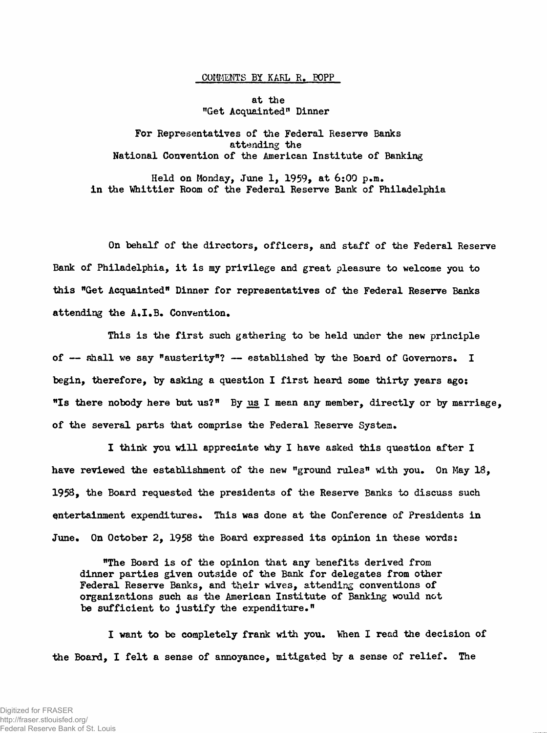COMMENTS BY KARL R. BOPP

at the
"Get Acquainted" Dinner

For Representatives of the Federal Reserve Banks
attending the
National Convention of the American Institute of Banking

Held on Monday, June 1, 1959, at 6:00 p.m.
in the Whittier Room of the Federal Reserve Bank of Philadelphia

On behalf of the directors, officers, and staff of the Federal Reserve Bank of Philadelphia, it is my privilege and great pleasure to welcome you to this "Get Acquainted" Dinner for representatives of the Federal Reserve Banks attending the A.I.B. Convention.

This is the first such gathering to be held under the new principle of -- shall we say "austerity"? -- established by the Board of Governors. I begin, therefore, by asking a question I first heard some thirty years ago: "Is there nobody here but us?" By <u>us</u> I mean any member, directly or by marriage, of the several parts that comprise the Federal Reserve System.

I think you will appreciate why I have asked this question after I have reviewed the establishment of the new "ground rules" with you. On May 18, 1958, the Board requested the presidents of the Reserve Banks to discuss such entertainment expenditures. This was done at the Conference of Presidents in June. On October 2, 1958 the Board expressed its opinion in these words:

> "The Board is of the opinion that any benefits derived from dinner parties given outside of the Bank for delegates from other Federal Reserve Banks, and their wives, attending conventions of organizations such as the American Institute of Banking would not be sufficient to justify the expenditure."

I want to be completely frank with you. When I read the decision of the Board, I felt a sense of annoyance, mitigated by a sense of relief. The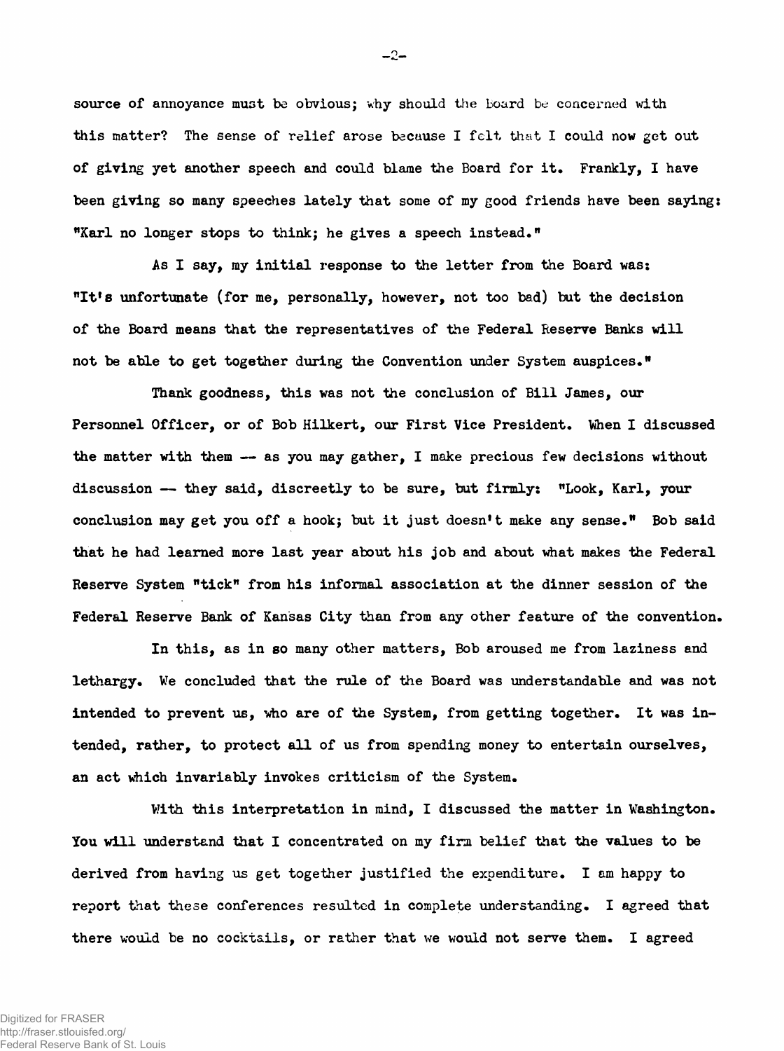source of annoyance must be obvious; why should the Board be concerned with this matter? The sense of relief arose because I felt that I could now get out of giving yet another speech and could blame the Board for it. Frankly, I have been giving so many speeches lately that some of my good friends have been saying: "Karl no longer stops to think; he gives a speech instead."

As I say, my initial response to the letter from the Board was: "It's unfortunate (for me, personally, however, not too bad) but the decision of the Board means that the representatives of the Federal Reserve Banks will not be able to get together during the Convention under System auspices."

Thank goodness, this was not the conclusion of Bill James, our Personnel Officer, or of Bob Hilkert, our First Vice President. When I discussed the matter with them -- as you may gather, I make precious few decisions without discussion -- they said, discreetly to be sure, but firmly: "Look, Karl, your conclusion may get you off a hook; but it just doesn't make any sense." Bob said that he had learned more last year about his job and about what makes the Federal Reserve System "tick" from his informal association at the dinner session of the Federal Reserve Bank of Kansas City than from any other feature of the convention.

In this, as in so many other matters, Bob aroused me from laziness and lethargy. We concluded that the rule of the Board was understandable and was not intended to prevent us, who are of the System, from getting together. It was intended, rather, to protect all of us from spending money to entertain ourselves, an act which invariably invokes criticism of the System.

With this interpretation in mind, I discussed the matter in Washington. You will understand that I concentrated on my firm belief that the values to be derived from having us get together justified the expenditure. I am happy to report that these conferences resulted in complete understanding. I agreed that there would be no cocktails, or rather that we would not serve them. I agreed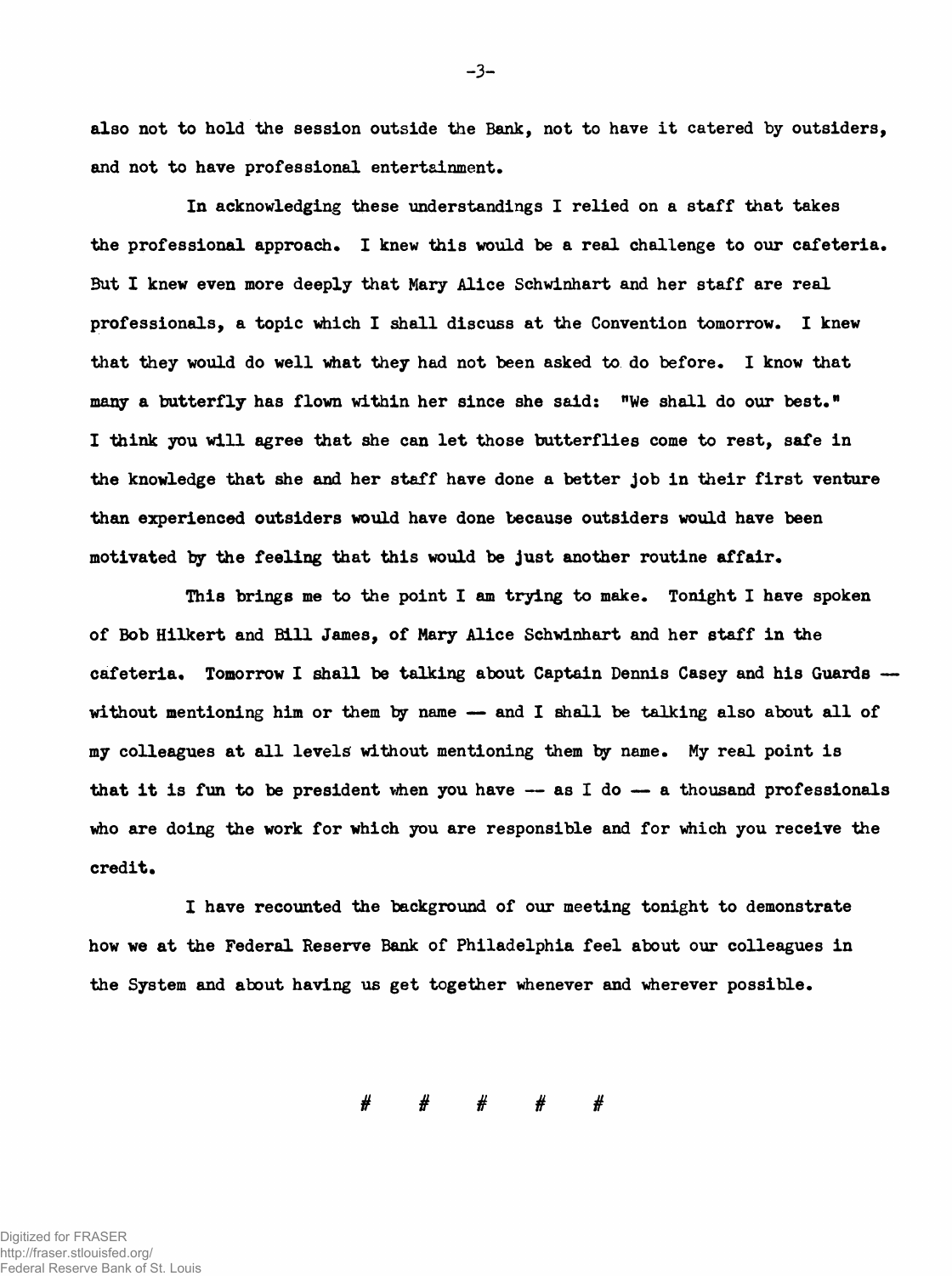also not to hold the session outside the Bank, not to have it catered by outsiders, and not to have professional entertainment.

In acknowledging these understandings I relied on a staff that takes the professional approach. I knew this would be a real challenge to our cafeteria. But I knew even more deeply that Mary Alice Schwinhart and her staff are real professionals, a topic which I shall discuss at the Convention tomorrow. I knew that they would do well what they had not been asked to do before. I know that many a butterfly has flown within her since she said: "We shall do our best." I think you will agree that she can let those butterflies come to rest, safe in the knowledge that she and her staff have done a better job in their first venture than experienced outsiders would have done because outsiders would have been motivated by the feeling that this would be just another routine affair.

This brings me to the point I am trying to make. Tonight I have spoken of Bob Hilkert and Bill James, of Mary Alice Schwinhart and her staff in the cafeteria. Tomorrow I shall be talking about Captain Dennis Casey and his Guards — without mentioning him or them by name — and I shall be talking also about all of my colleagues at all levels without mentioning them by name. My real point is that it is fun to be president when you have — as I do — a thousand professionals who are doing the work for which you are responsible and for which you receive the credit.

I have recounted the background of our meeting tonight to demonstrate how we at the Federal Reserve Bank of Philadelphia feel about our colleagues in the System and about having us get together whenever and wherever possible.

# # # # #